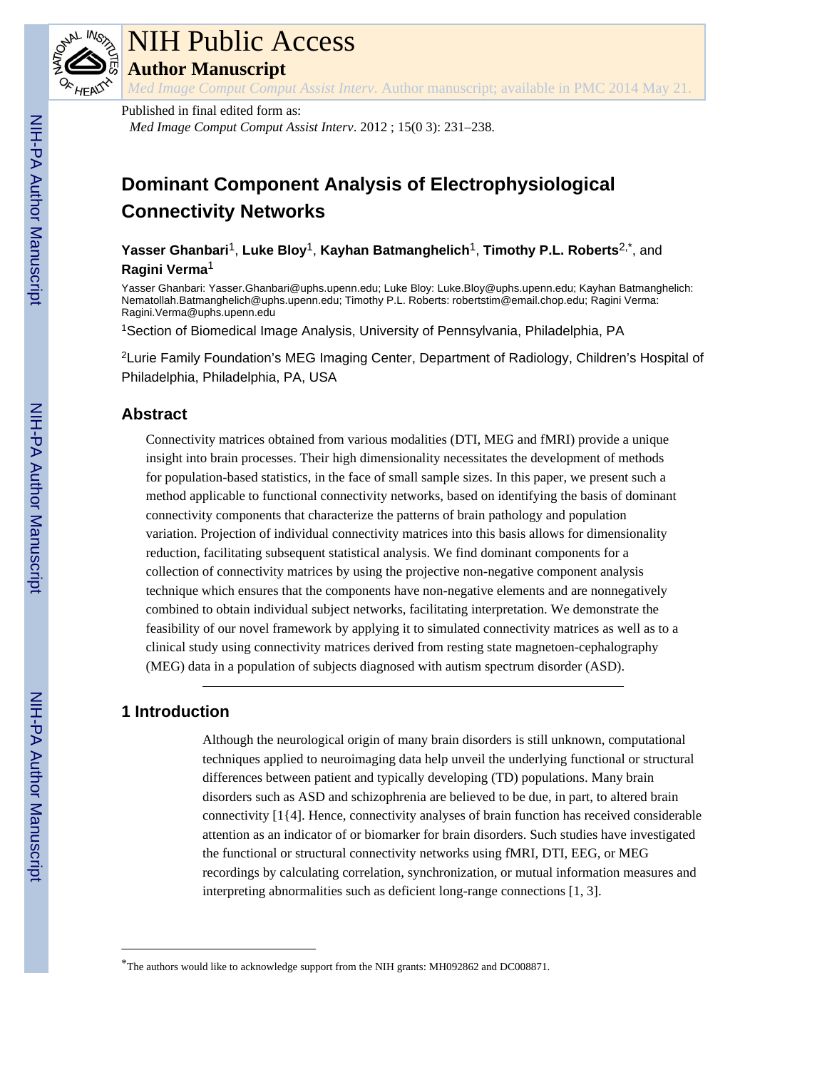NIH Public Access

**Author Manuscript**

*Med Image Comput Comput Assist Interv*. Author manuscript; available in PMC 2014 May 21.

Published in final edited form as:

*Med Image Comput Comput Assist Interv*. 2012 ; 15(0 3): 231–238.

# Dominant Component Analysis of Electrophysiological Connectivity Networks

**Yasser Ghanbari**[1], **Luke Bloy**[1], **Kayhan Batmanghelich**[1], **Timothy P.L. Roberts**[2,*], and **Ragini Verma**[1]

Yasser Ghanbari: Yasser.Ghanbari@uphs.upenn.edu; Luke Bloy: Luke.Bloy@uphs.upenn.edu; Kayhan Batmanghelich: Nematollah.Batmanghelich@uphs.upenn.edu; Timothy P.L. Roberts: robertstim@email.chop.edu; Ragini Verma: Ragini.Verma@uphs.upenn.edu

[1]Section of Biomedical Image Analysis, University of Pennsylvania, Philadelphia, PA

[2]Lurie Family Foundation's MEG Imaging Center, Department of Radiology, Children's Hospital of Philadelphia, Philadelphia, PA, USA

## Abstract

Connectivity matrices obtained from various modalities (DTI, MEG and fMRI) provide a unique insight into brain processes. Their high dimensionality necessitates the development of methods for population-based statistics, in the face of small sample sizes. In this paper, we present such a method applicable to functional connectivity networks, based on identifying the basis of dominant connectivity components that characterize the patterns of brain pathology and population variation. Projection of individual connectivity matrices into this basis allows for dimensionality reduction, facilitating subsequent statistical analysis. We find dominant components for a collection of connectivity matrices by using the projective non-negative component analysis technique which ensures that the components have non-negative elements and are nonnegatively combined to obtain individual subject networks, facilitating interpretation. We demonstrate the feasibility of our novel framework by applying it to simulated connectivity matrices as well as to a clinical study using connectivity matrices derived from resting state magnetoen-cephalography (MEG) data in a population of subjects diagnosed with autism spectrum disorder (ASD).

## 1 Introduction

Although the neurological origin of many brain disorders is still unknown, computational techniques applied to neuroimaging data help unveil the underlying functional or structural differences between patient and typically developing (TD) populations. Many brain disorders such as ASD and schizophrenia are believed to be due, in part, to altered brain connectivity [1{4]. Hence, connectivity analyses of brain function has received considerable attention as an indicator of or biomarker for brain disorders. Such studies have investigated the functional or structural connectivity networks using fMRI, DTI, EEG, or MEG recordings by calculating correlation, synchronization, or mutual information measures and interpreting abnormalities such as deficient long-range connections [1, 3].

[*]The authors would like to acknowledge support from the NIH grants: MH092862 and DC008871.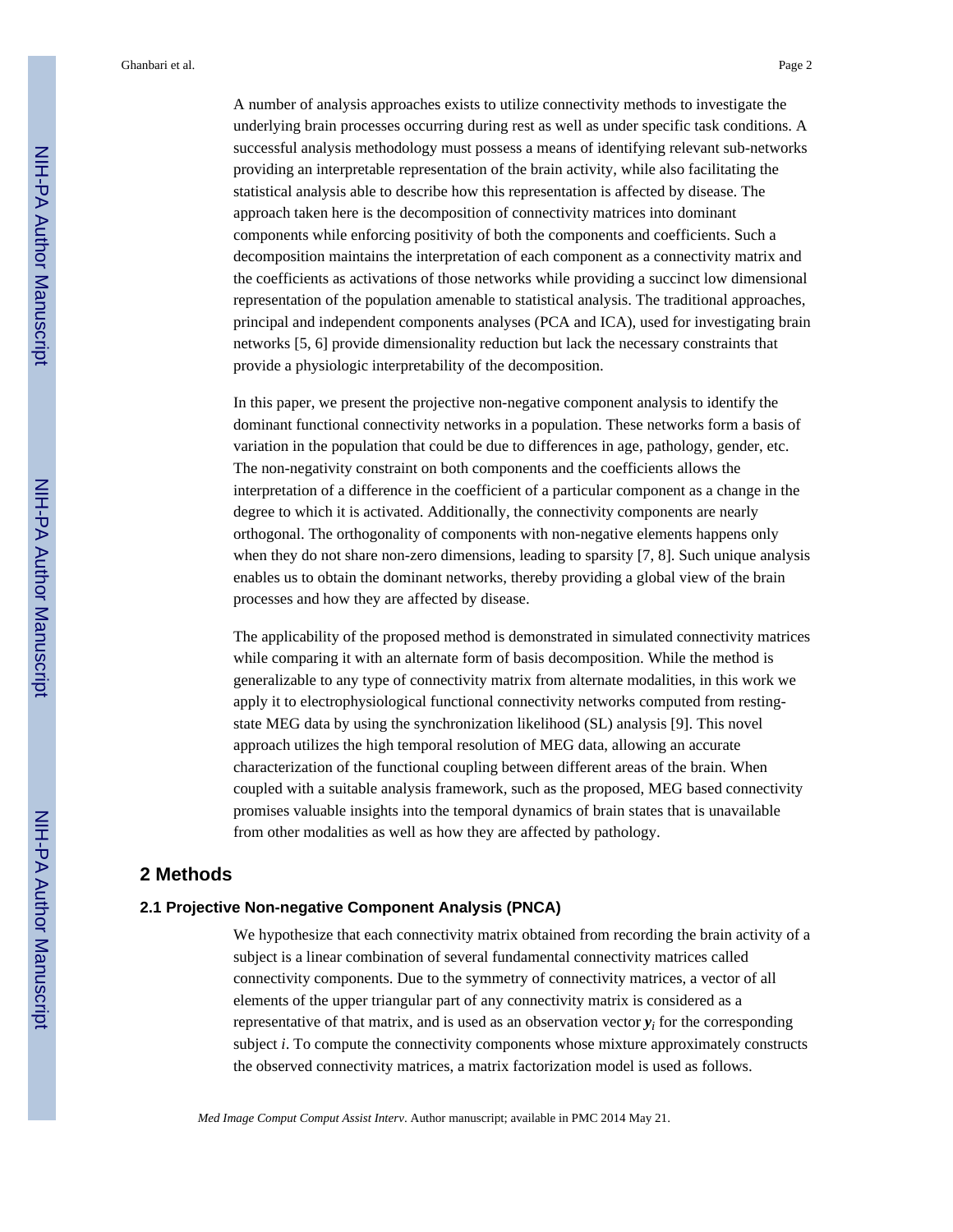A number of analysis approaches exists to utilize connectivity methods to investigate the underlying brain processes occurring during rest as well as under specific task conditions. A successful analysis methodology must possess a means of identifying relevant sub-networks providing an interpretable representation of the brain activity, while also facilitating the statistical analysis able to describe how this representation is affected by disease. The approach taken here is the decomposition of connectivity matrices into dominant components while enforcing positivity of both the components and coefficients. Such a decomposition maintains the interpretation of each component as a connectivity matrix and the coefficients as activations of those networks while providing a succinct low dimensional representation of the population amenable to statistical analysis. The traditional approaches, principal and independent components analyses (PCA and ICA), used for investigating brain networks [5, 6] provide dimensionality reduction but lack the necessary constraints that provide a physiologic interpretability of the decomposition.

In this paper, we present the projective non-negative component analysis to identify the dominant functional connectivity networks in a population. These networks form a basis of variation in the population that could be due to differences in age, pathology, gender, etc. The non-negativity constraint on both components and the coefficients allows the interpretation of a difference in the coefficient of a particular component as a change in the degree to which it is activated. Additionally, the connectivity components are nearly orthogonal. The orthogonality of components with non-negative elements happens only when they do not share non-zero dimensions, leading to sparsity [7, 8]. Such unique analysis enables us to obtain the dominant networks, thereby providing a global view of the brain processes and how they are affected by disease.

The applicability of the proposed method is demonstrated in simulated connectivity matrices while comparing it with an alternate form of basis decomposition. While the method is generalizable to any type of connectivity matrix from alternate modalities, in this work we apply it to electrophysiological functional connectivity networks computed from resting-state MEG data by using the synchronization likelihood (SL) analysis [9]. This novel approach utilizes the high temporal resolution of MEG data, allowing an accurate characterization of the functional coupling between different areas of the brain. When coupled with a suitable analysis framework, such as the proposed, MEG based connectivity promises valuable insights into the temporal dynamics of brain states that is unavailable from other modalities as well as how they are affected by pathology.

## 2 Methods

### 2.1 Projective Non-negative Component Analysis (PNCA)

We hypothesize that each connectivity matrix obtained from recording the brain activity of a subject is a linear combination of several fundamental connectivity matrices called connectivity components. Due to the symmetry of connectivity matrices, a vector of all elements of the upper triangular part of any connectivity matrix is considered as a representative of that matrix, and is used as an observation vector $\boldsymbol{y}_i$ for the corresponding subject $i$. To compute the connectivity components whose mixture approximately constructs the observed connectivity matrices, a matrix factorization model is used as follows.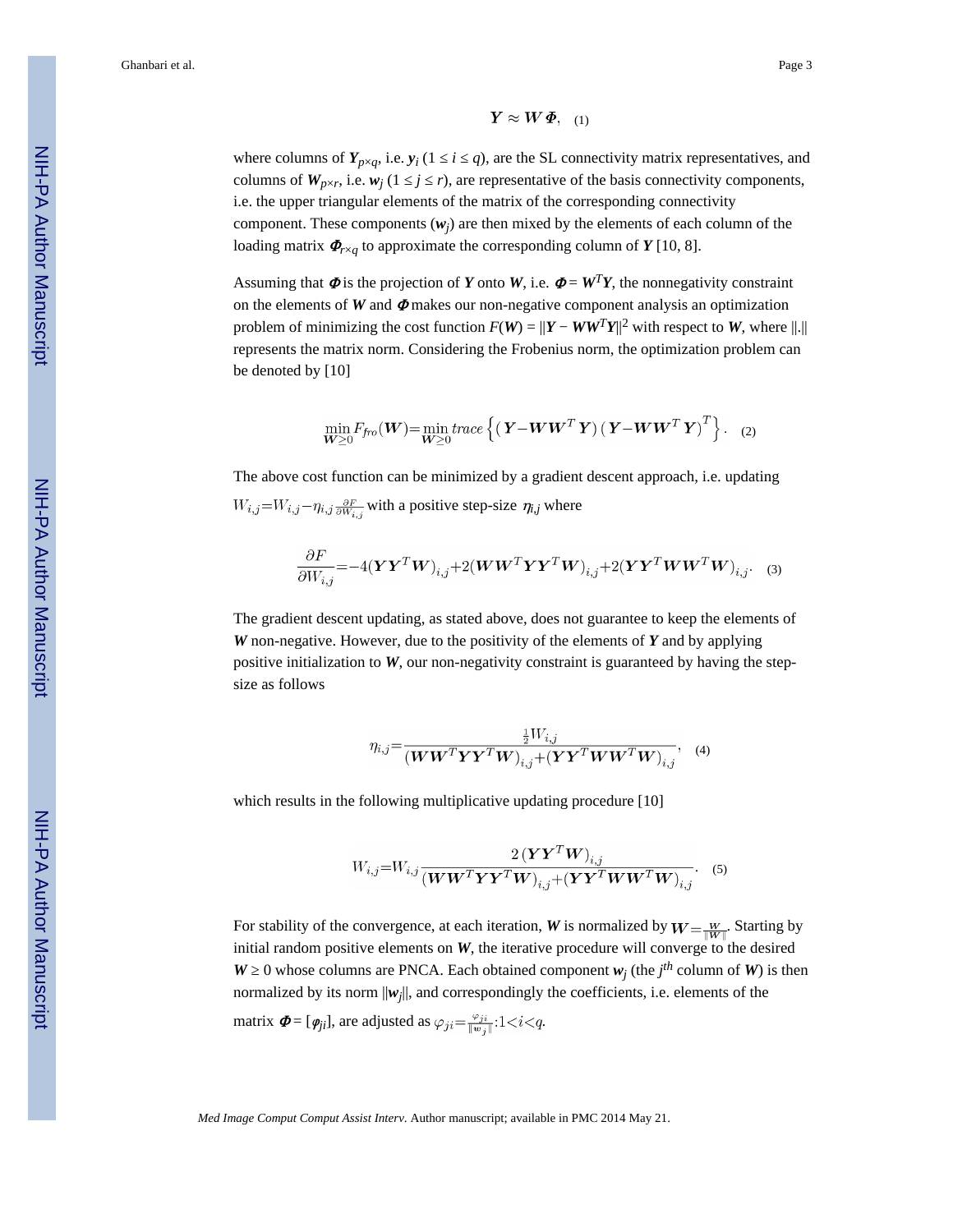$$\boldsymbol{Y} \approx \boldsymbol{W}\boldsymbol{\Phi}, \quad (1)$$

where columns of $\boldsymbol{Y}_{p\times q}$, i.e. $\boldsymbol{y}_i$ ($1 \le i \le q$), are the SL connectivity matrix representatives, and columns of $\boldsymbol{W}_{p\times r}$, i.e. $\boldsymbol{w}_j$ ($1 \le j \le r$), are representative of the basis connectivity components, i.e. the upper triangular elements of the matrix of the corresponding connectivity component. These components ($\boldsymbol{w}_j$) are then mixed by the elements of each column of the loading matrix $\boldsymbol{\Phi}_{r\times q}$ to approximate the corresponding column of $\boldsymbol{Y}$ [10, 8].

Assuming that $\boldsymbol{\Phi}$ is the projection of $\boldsymbol{Y}$ onto $\boldsymbol{W}$, i.e. $\boldsymbol{\Phi} = \boldsymbol{W}^T\boldsymbol{Y}$, the nonnegativity constraint on the elements of $\boldsymbol{W}$ and $\boldsymbol{\Phi}$ makes our non-negative component analysis an optimization problem of minimizing the cost function $F(\boldsymbol{W}) = \|\boldsymbol{Y} - \boldsymbol{W}\boldsymbol{W}^T\boldsymbol{Y}\|^2$ with respect to $\boldsymbol{W}$, where $\|.\|$ represents the matrix norm. Considering the Frobenius norm, the optimization problem can be denoted by [10]

$$\min_{\boldsymbol{W}\ge 0} F_{fro}(\boldsymbol{W}) = \min_{\boldsymbol{W}\ge 0} trace\left\{(\boldsymbol{Y} - \boldsymbol{W}\boldsymbol{W}^T\boldsymbol{Y})(\boldsymbol{Y} - \boldsymbol{W}\boldsymbol{W}^T\boldsymbol{Y})^T\right\}. \quad (2)$$

The above cost function can be minimized by a gradient descent approach, i.e. updating $W_{i,j} = W_{i,j} - \eta_{i,j}\frac{\partial F}{\partial W_{i,j}}$ with a positive step-size $\eta_{i,j}$ where

$$\frac{\partial F}{\partial W_{i,j}} = -4(\boldsymbol{Y}\boldsymbol{Y}^T\boldsymbol{W})_{i,j} + 2(\boldsymbol{W}\boldsymbol{W}^T\boldsymbol{Y}\boldsymbol{Y}^T\boldsymbol{W})_{i,j} + 2(\boldsymbol{Y}\boldsymbol{Y}^T\boldsymbol{W}\boldsymbol{W}^T\boldsymbol{W})_{i,j}. \quad (3)$$

The gradient descent updating, as stated above, does not guarantee to keep the elements of $\boldsymbol{W}$ non-negative. However, due to the positivity of the elements of $\boldsymbol{Y}$ and by applying positive initialization to $\boldsymbol{W}$, our non-negativity constraint is guaranteed by having the step-size as follows

$$\eta_{i,j} = \frac{\frac{1}{2}W_{i,j}}{(\boldsymbol{W}\boldsymbol{W}^T\boldsymbol{Y}\boldsymbol{Y}^T\boldsymbol{W})_{i,j} + (\boldsymbol{Y}\boldsymbol{Y}^T\boldsymbol{W}\boldsymbol{W}^T\boldsymbol{W})_{i,j}}, \quad (4)$$

which results in the following multiplicative updating procedure [10]

$$W_{i,j} = W_{i,j}\frac{2(\boldsymbol{Y}\boldsymbol{Y}^T\boldsymbol{W})_{i,j}}{(\boldsymbol{W}\boldsymbol{W}^T\boldsymbol{Y}\boldsymbol{Y}^T\boldsymbol{W})_{i,j} + (\boldsymbol{Y}\boldsymbol{Y}^T\boldsymbol{W}\boldsymbol{W}^T\boldsymbol{W})_{i,j}}. \quad (5)$$

For stability of the convergence, at each iteration, $\boldsymbol{W}$ is normalized by $\boldsymbol{W} = \frac{\boldsymbol{W}}{\|\boldsymbol{W}\|}$. Starting by initial random positive elements on $\boldsymbol{W}$, the iterative procedure will converge to the desired $\boldsymbol{W} \ge 0$ whose columns are PNCA. Each obtained component $\boldsymbol{w}_j$ (the $j^{th}$ column of $\boldsymbol{W}$) is then normalized by its norm $\|\boldsymbol{w}_j\|$, and correspondingly the coefficients, i.e. elements of the matrix $\boldsymbol{\Phi} = [\varphi_{ji}]$, are adjusted as $\varphi_{ji} = \frac{\varphi_{ji}}{\|\boldsymbol{w}_j\|} : 1 < i < q$.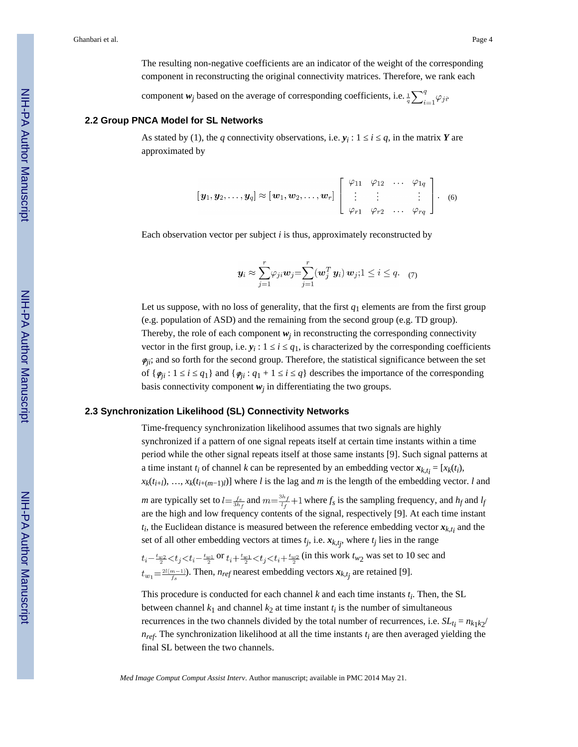The resulting non-negative coefficients are an indicator of the weight of the corresponding component in reconstructing the original connectivity matrices. Therefore, we rank each component $\boldsymbol{w}_j$ based on the average of corresponding coefficients, i.e. $\frac{1}{q}\sum_{i=1}^{q}\varphi_{ji}$.

### 2.2 Group PNCA Model for SL Networks

As stated by (1), the $q$ connectivity observations, i.e. $\boldsymbol{y}_i : 1 \le i \le q$, in the matrix $\boldsymbol{Y}$ are approximated by

$$[\boldsymbol{y}_1, \boldsymbol{y}_2, \ldots, \boldsymbol{y}_q] \approx [\boldsymbol{w}_1, \boldsymbol{w}_2, \ldots, \boldsymbol{w}_r] \begin{bmatrix} \varphi_{11} & \varphi_{12} & \cdots & \varphi_{1q} \\ \vdots & \vdots & & \vdots \\ \varphi_{r1} & \varphi_{r2} & \cdots & \varphi_{rq} \end{bmatrix}. \quad (6)$$

Each observation vector per subject $i$ is thus, approximately reconstructed by

$$\boldsymbol{y}_i \approx \sum_{j=1}^{r}\varphi_{ji}\boldsymbol{w}_j = \sum_{j=1}^{r}(\boldsymbol{w}_j^T\,\boldsymbol{y}_i)\,\boldsymbol{w}_j; 1 \le i \le q. \quad (7)$$

Let us suppose, with no loss of generality, that the first $q_1$ elements are from the first group (e.g. population of ASD) and the remaining from the second group (e.g. TD group). Thereby, the role of each component $\boldsymbol{w}_j$ in reconstructing the corresponding connectivity vector in the first group, i.e. $\boldsymbol{y}_i : 1 \le i \le q_1$, is characterized by the corresponding coefficients $\boldsymbol{\varphi}_{ji}$; and so forth for the second group. Therefore, the statistical significance between the set of $\{\boldsymbol{\varphi}_{ji} : 1 \le i \le q_1\}$ and $\{\boldsymbol{\varphi}_{ji} : q_1 + 1 \le i \le q\}$ describes the importance of the corresponding basis connectivity component $\boldsymbol{w}_j$ in differentiating the two groups.

### 2.3 Synchronization Likelihood (SL) Connectivity Networks

Time-frequency synchronization likelihood assumes that two signals are highly synchronized if a pattern of one signal repeats itself at certain time instants within a time period while the other signal repeats itself at those same instants [9]. Such signal patterns at a time instant $t_i$ of channel $k$ can be represented by an embedding vector $\boldsymbol{x}_{k,t_i} = [x_k(t_i), x_k(t_{i+l}), \ldots, x_k(t_{i+(m-1)l})]$ where $l$ is the lag and $m$ is the length of the embedding vector. $l$ and $m$ are typically set to $l = \frac{f_s}{3h_f}$ and $m = \frac{3h_f}{l_f} + 1$ where $f_s$ is the sampling frequency, and $h_f$ and $l_f$ are the high and low frequency contents of the signal, respectively [9]. At each time instant $t_i$, the Euclidean distance is measured between the reference embedding vector $\boldsymbol{x}_{k,t_i}$ and the set of all other embedding vectors at times $t_j$, i.e. $\boldsymbol{x}_{k,tj}$, where $t_j$ lies in the range $t_i - \frac{t_{w2}}{2} < t_j < t_i - \frac{t_{w1}}{2}$ or $t_i + \frac{t_{w1}}{2} < t_j < t_i + \frac{t_{w2}}{2}$ (in this work $t_{w2}$ was set to 10 sec and $t_{w_1} = \frac{2l(m-1)}{f_s}$). Then, $n_{ref}$ nearest embedding vectors $\boldsymbol{x}_{k,t_j}$ are retained [9].

This procedure is conducted for each channel $k$ and each time instants $t_i$. Then, the SL between channel $k_1$ and channel $k_2$ at time instant $t_i$ is the number of simultaneous recurrences in the two channels divided by the total number of recurrences, i.e. $SL_{t_i} = n_{k_1k_2}/n_{ref}$. The synchronization likelihood at all the time instants $t_i$ are then averaged yielding the final SL between the two channels.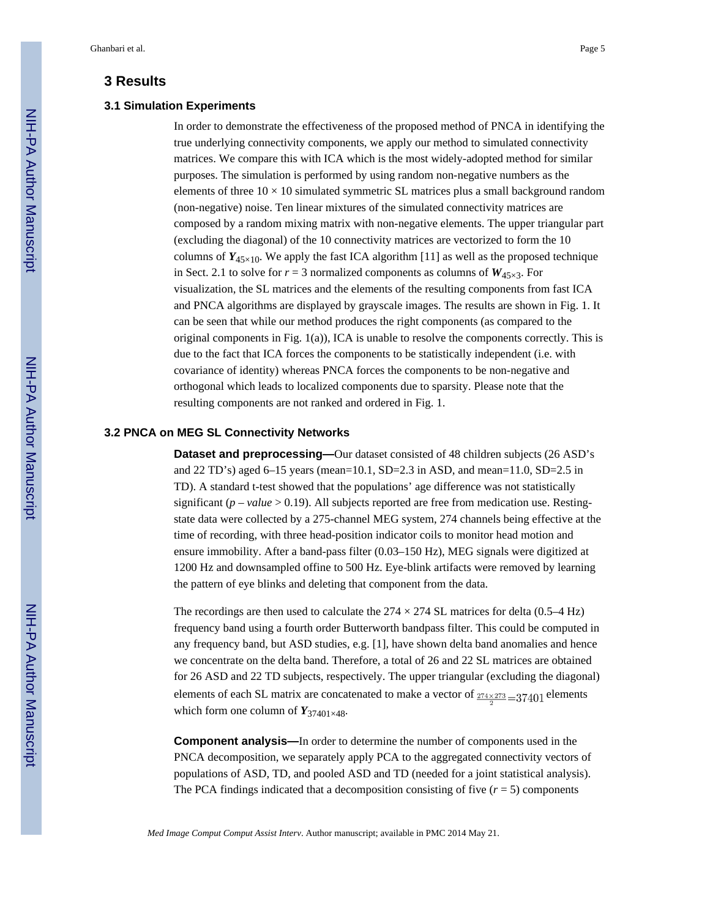# 3 Results

## 3.1 Simulation Experiments

In order to demonstrate the effectiveness of the proposed method of PNCA in identifying the true underlying connectivity components, we apply our method to simulated connectivity matrices. We compare this with ICA which is the most widely-adopted method for similar purposes. The simulation is performed by using random non-negative numbers as the elements of three $10 \times 10$ simulated symmetric SL matrices plus a small background random (non-negative) noise. Ten linear mixtures of the simulated connectivity matrices are composed by a random mixing matrix with non-negative elements. The upper triangular part (excluding the diagonal) of the 10 connectivity matrices are vectorized to form the 10 columns of $\boldsymbol{Y}_{45\times10}$. We apply the fast ICA algorithm [11] as well as the proposed technique in Sect. 2.1 to solve for $r = 3$ normalized components as columns of $\boldsymbol{W}_{45\times3}$. For visualization, the SL matrices and the elements of the resulting components from fast ICA and PNCA algorithms are displayed by grayscale images. The results are shown in Fig. 1. It can be seen that while our method produces the right components (as compared to the original components in Fig. 1(a)), ICA is unable to resolve the components correctly. This is due to the fact that ICA forces the components to be statistically independent (i.e. with covariance of identity) whereas PNCA forces the components to be non-negative and orthogonal which leads to localized components due to sparsity. Please note that the resulting components are not ranked and ordered in Fig. 1.

## 3.2 PNCA on MEG SL Connectivity Networks

**Dataset and preprocessing—**Our dataset consisted of 48 children subjects (26 ASD's and 22 TD's) aged 6–15 years (mean=10.1, SD=2.3 in ASD, and mean=11.0, SD=2.5 in TD). A standard t-test showed that the populations' age difference was not statistically significant ($p - value > 0.19$). All subjects reported are free from medication use. Resting-state data were collected by a 275-channel MEG system, 274 channels being effective at the time of recording, with three head-position indicator coils to monitor head motion and ensure immobility. After a band-pass filter (0.03–150 Hz), MEG signals were digitized at 1200 Hz and downsampled offine to 500 Hz. Eye-blink artifacts were removed by learning the pattern of eye blinks and deleting that component from the data.

The recordings are then used to calculate the $274 \times 274$ SL matrices for delta (0.5–4 Hz) frequency band using a fourth order Butterworth bandpass filter. This could be computed in any frequency band, but ASD studies, e.g. [1], have shown delta band anomalies and hence we concentrate on the delta band. Therefore, a total of 26 and 22 SL matrices are obtained for 26 ASD and 22 TD subjects, respectively. The upper triangular (excluding the diagonal) elements of each SL matrix are concatenated to make a vector of $\frac{274\times273}{2}=37401$ elements which form one column of $\boldsymbol{Y}_{37401\times48}$.

**Component analysis—**In order to determine the number of components used in the PNCA decomposition, we separately apply PCA to the aggregated connectivity vectors of populations of ASD, TD, and pooled ASD and TD (needed for a joint statistical analysis). The PCA findings indicated that a decomposition consisting of five ($r = 5$) components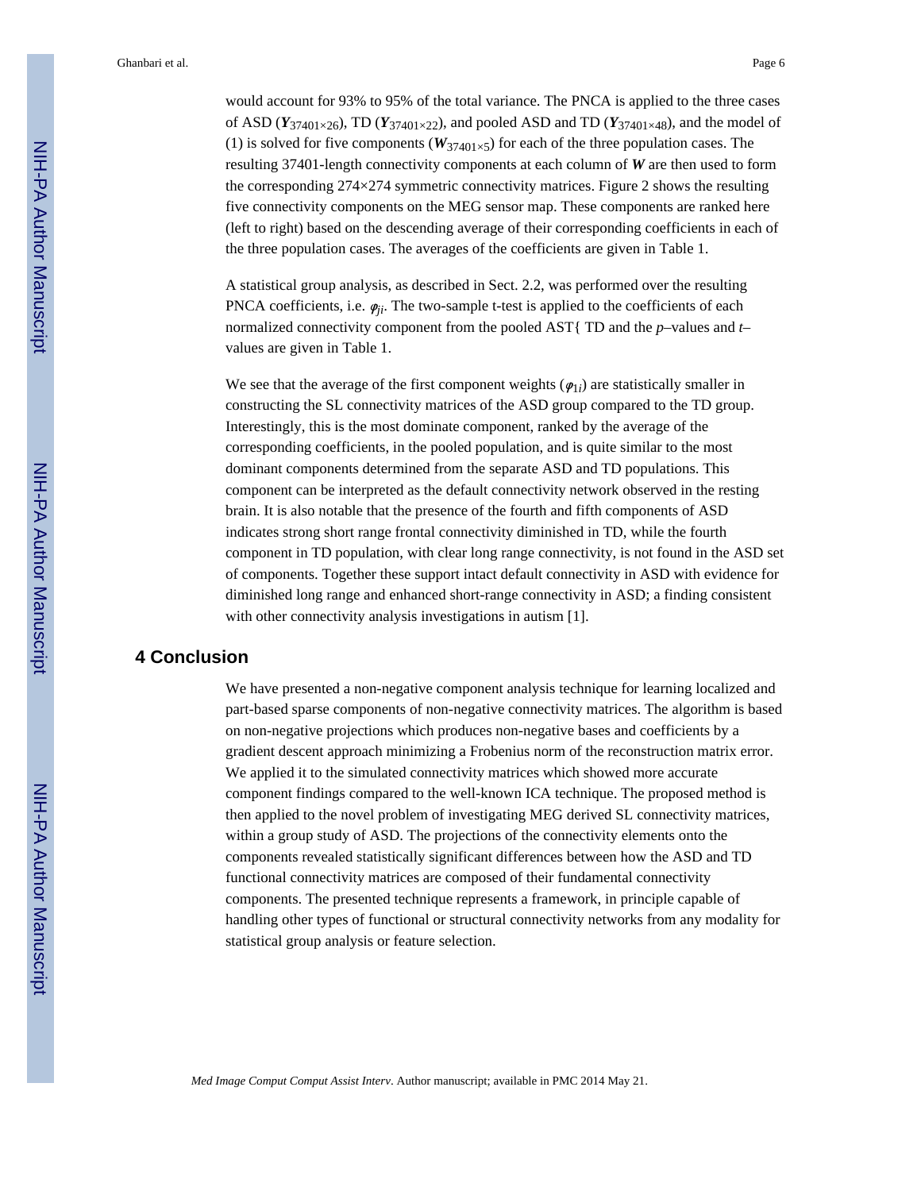would account for 93% to 95% of the total variance. The PNCA is applied to the three cases of ASD ($\boldsymbol{Y}_{37401\times 26}$), TD ($\boldsymbol{Y}_{37401\times 22}$), and pooled ASD and TD ($\boldsymbol{Y}_{37401\times 48}$), and the model of (1) is solved for five components ($\boldsymbol{W}_{37401\times 5}$) for each of the three population cases. The resulting 37401-length connectivity components at each column of $\boldsymbol{W}$ are then used to form the corresponding 274×274 symmetric connectivity matrices. Figure 2 shows the resulting five connectivity components on the MEG sensor map. These components are ranked here (left to right) based on the descending average of their corresponding coefficients in each of the three population cases. The averages of the coefficients are given in Table 1.

A statistical group analysis, as described in Sect. 2.2, was performed over the resulting PNCA coefficients, i.e. $\varphi_{ji}$. The two-sample t-test is applied to the coefficients of each normalized connectivity component from the pooled AST{ TD and the *p*–values and *t*–values are given in Table 1.

We see that the average of the first component weights ($\varphi_{1i}$) are statistically smaller in constructing the SL connectivity matrices of the ASD group compared to the TD group. Interestingly, this is the most dominate component, ranked by the average of the corresponding coefficients, in the pooled population, and is quite similar to the most dominant components determined from the separate ASD and TD populations. This component can be interpreted as the default connectivity network observed in the resting brain. It is also notable that the presence of the fourth and fifth components of ASD indicates strong short range frontal connectivity diminished in TD, while the fourth component in TD population, with clear long range connectivity, is not found in the ASD set of components. Together these support intact default connectivity in ASD with evidence for diminished long range and enhanced short-range connectivity in ASD; a finding consistent with other connectivity analysis investigations in autism [1].

## 4 Conclusion

We have presented a non-negative component analysis technique for learning localized and part-based sparse components of non-negative connectivity matrices. The algorithm is based on non-negative projections which produces non-negative bases and coefficients by a gradient descent approach minimizing a Frobenius norm of the reconstruction matrix error. We applied it to the simulated connectivity matrices which showed more accurate component findings compared to the well-known ICA technique. The proposed method is then applied to the novel problem of investigating MEG derived SL connectivity matrices, within a group study of ASD. The projections of the connectivity elements onto the components revealed statistically significant differences between how the ASD and TD functional connectivity matrices are composed of their fundamental connectivity components. The presented technique represents a framework, in principle capable of handling other types of functional or structural connectivity networks from any modality for statistical group analysis or feature selection.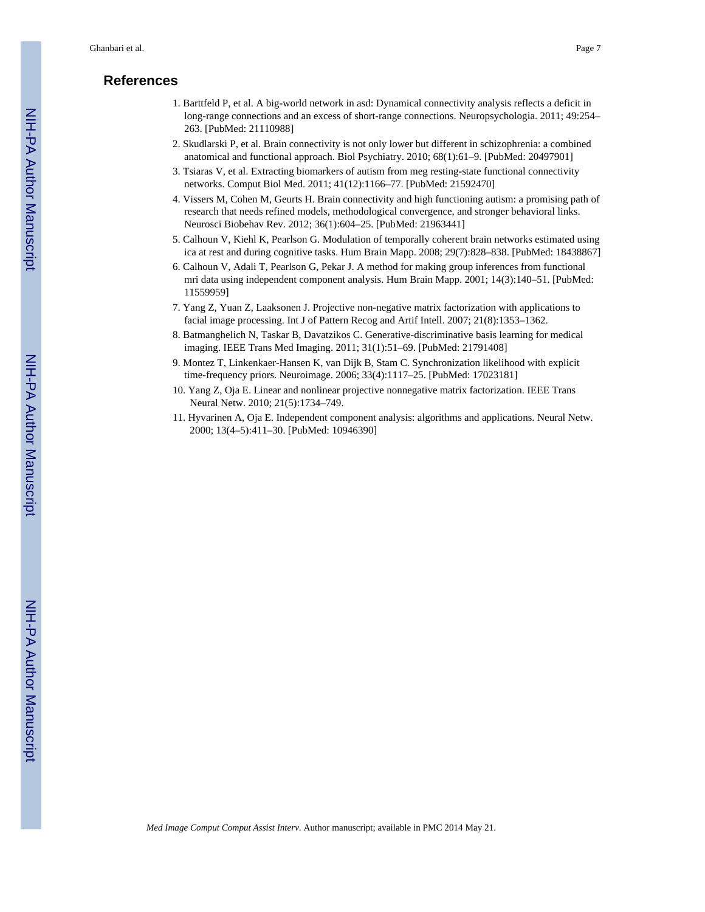## References

1. Barttfeld P, et al. A big-world network in asd: Dynamical connectivity analysis reflects a deficit in long-range connections and an excess of short-range connections. Neuropsychologia. 2011; 49:254–263. [PubMed: 21110988]
2. Skudlarski P, et al. Brain connectivity is not only lower but different in schizophrenia: a combined anatomical and functional approach. Biol Psychiatry. 2010; 68(1):61–9. [PubMed: 20497901]
3. Tsiaras V, et al. Extracting biomarkers of autism from meg resting-state functional connectivity networks. Comput Biol Med. 2011; 41(12):1166–77. [PubMed: 21592470]
4. Vissers M, Cohen M, Geurts H. Brain connectivity and high functioning autism: a promising path of research that needs refined models, methodological convergence, and stronger behavioral links. Neurosci Biobehav Rev. 2012; 36(1):604–25. [PubMed: 21963441]
5. Calhoun V, Kiehl K, Pearlson G. Modulation of temporally coherent brain networks estimated using ica at rest and during cognitive tasks. Hum Brain Mapp. 2008; 29(7):828–838. [PubMed: 18438867]
6. Calhoun V, Adali T, Pearlson G, Pekar J. A method for making group inferences from functional mri data using independent component analysis. Hum Brain Mapp. 2001; 14(3):140–51. [PubMed: 11559959]
7. Yang Z, Yuan Z, Laaksonen J. Projective non-negative matrix factorization with applications to facial image processing. Int J of Pattern Recog and Artif Intell. 2007; 21(8):1353–1362.
8. Batmanghelich N, Taskar B, Davatzikos C. Generative-discriminative basis learning for medical imaging. IEEE Trans Med Imaging. 2011; 31(1):51–69. [PubMed: 21791408]
9. Montez T, Linkenkaer-Hansen K, van Dijk B, Stam C. Synchronization likelihood with explicit time-frequency priors. Neuroimage. 2006; 33(4):1117–25. [PubMed: 17023181]
10. Yang Z, Oja E. Linear and nonlinear projective nonnegative matrix factorization. IEEE Trans Neural Netw. 2010; 21(5):1734–749.
11. Hyvarinen A, Oja E. Independent component analysis: algorithms and applications. Neural Netw. 2000; 13(4–5):411–30. [PubMed: 10946390]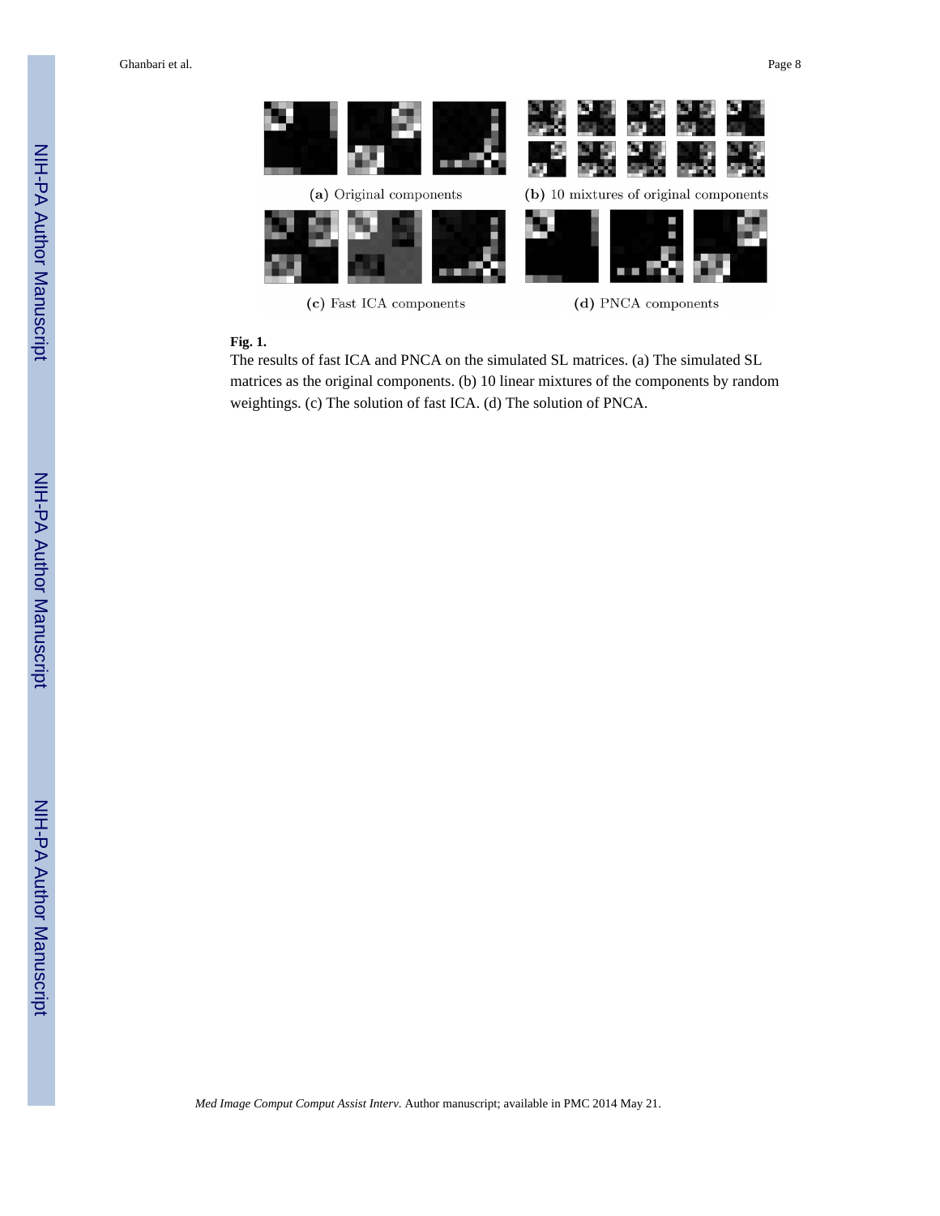(a) Original components

(b) 10 mixtures of original components

(c) Fast ICA components

(d) PNCA components

**Fig. 1.**

The results of fast ICA and PNCA on the simulated SL matrices. (a) The simulated SL matrices as the original components. (b) 10 linear mixtures of the components by random weightings. (c) The solution of fast ICA. (d) The solution of PNCA.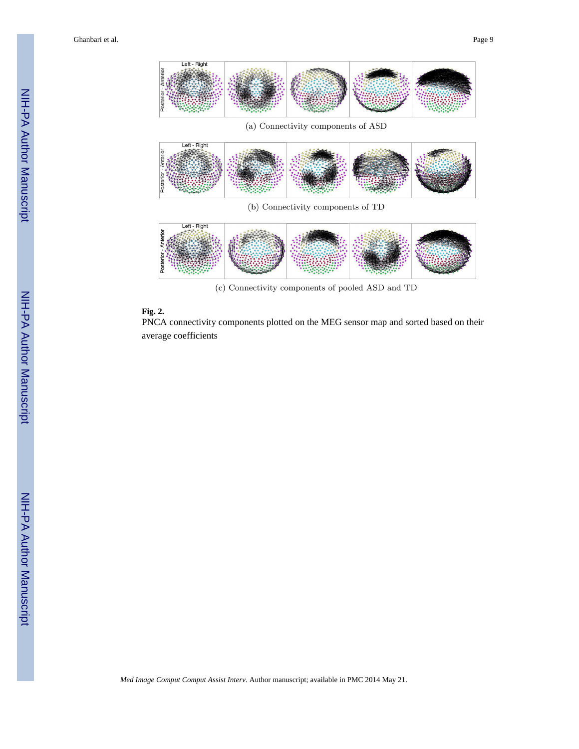(a) Connectivity components of ASD

(b) Connectivity components of TD

(c) Connectivity components of pooled ASD and TD

**Fig. 2.**

PNCA connectivity components plotted on the MEG sensor map and sorted based on their average coefficients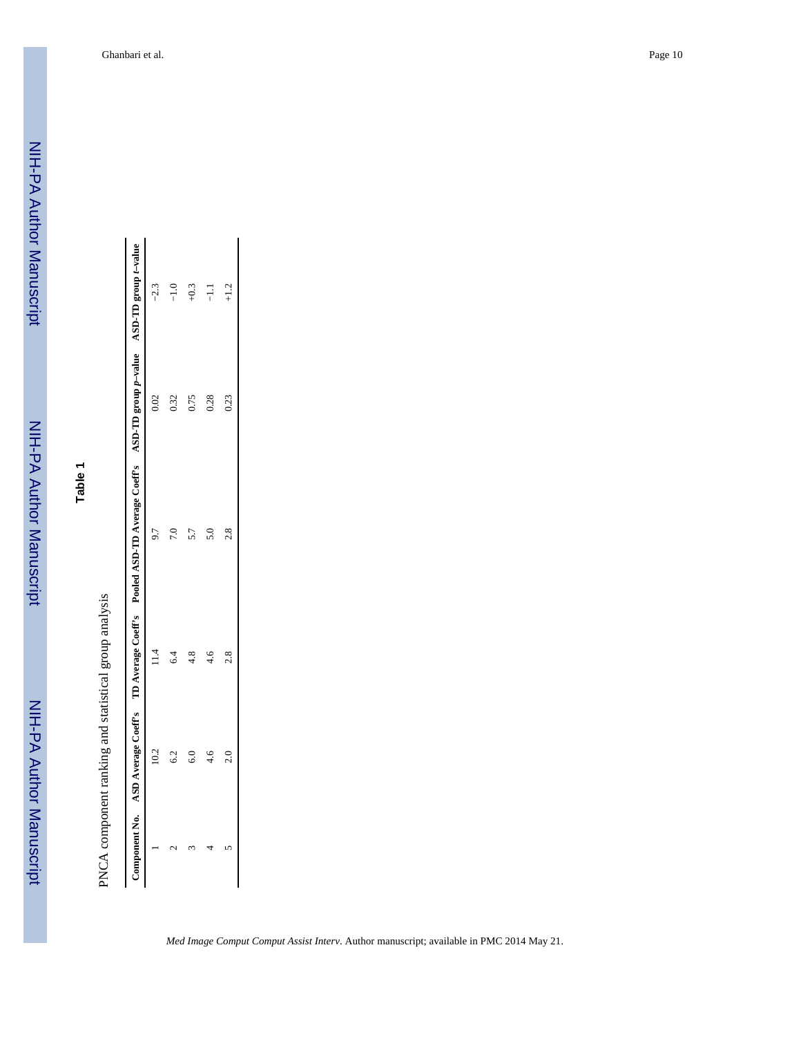## Table 1

PNCA component ranking and statistical group analysis

| Component No. | ASD Average Coeff's | TD Average Coeff's | Pooled ASD-TD Average Coeff's | ASD-TD group *p*–value | ASD-TD group *t*–value |
|---|---|---|---|---|---|
| 1 | 10.2 | 11.4 | 9.7 | 0.02 | −2.3 |
| 2 | 6.2 | 6.4 | 7.0 | 0.32 | −1.0 |
| 3 | 6.0 | 4.8 | 5.7 | 0.75 | +0.3 |
| 4 | 4.6 | 4.6 | 5.0 | 0.28 | −1.1 |
| 5 | 2.0 | 2.8 | 2.8 | 0.23 | +1.2 |